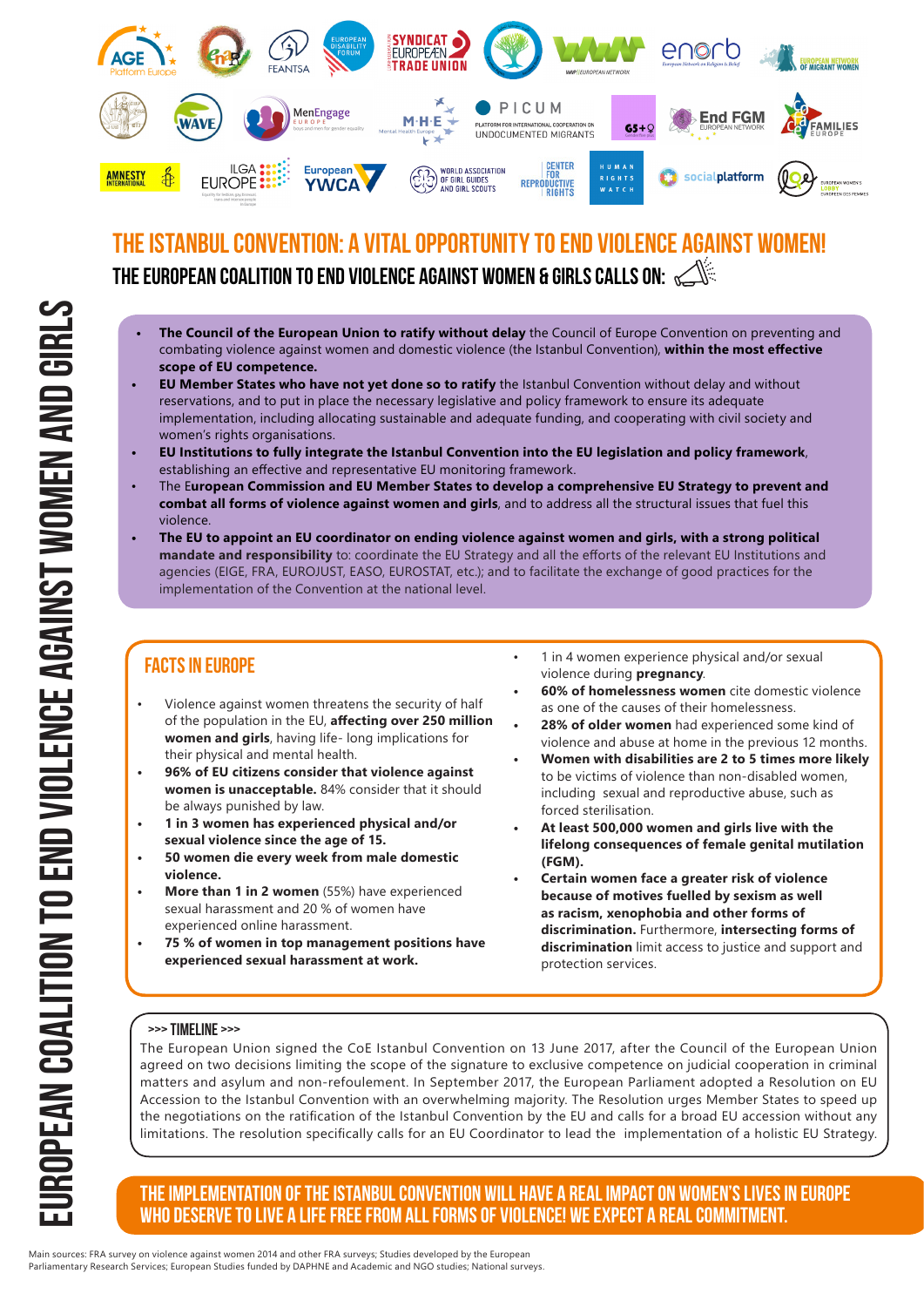# THE ISTANBUL CONVENTION: A VITAL OPPORTUNITY TO END VIOLENCE AGAINST WOMEN!

## THE EUROPEAN COALITION TO END VIOLENCE AGAINST WOMEN & GIRLS CALLS ON:

- **The Council of the European Union to ratify without delay** the Council of Europe Convention on preventing and combating violence against women and domestic violence (the Istanbul Convention), **within the most effective scope of EU competence.**
- **EU Member States who have not yet done so to ratify** the Istanbul Convention without delay and without reservations, and to put in place the necessary legislative and policy framework to ensure its adequate implementation, including allocating sustainable and adequate funding, and cooperating with civil society and women's rights organisations.
- **EU Institutions to fully integrate the Istanbul Convention into the EU legislation and policy framework**, establishing an effective and representative EU monitoring framework.
- The E**uropean Commission and EU Member States to develop a comprehensive EU Strategy to prevent and combat all forms of violence against women and girls**, and to address all the structural issues that fuel this violence.
- **The EU to appoint an EU coordinator on ending violence against women and girls, with a strong political mandate and responsibility** to: coordinate the EU Strategy and all the efforts of the relevant EU Institutions and agencies (EIGE, FRA, EUROJUST, EASO, EUROSTAT, etc.); and to facilitate the exchange of good practices for the implementation of the Convention at the national level.

## FACTS IN EUROPE

- Violence against women threatens the security of half of the population in the EU, **affecting over 250 million women and girls**, having life- long implications for their physical and mental health.
- **96% of EU citizens consider that violence against women is unacceptable.** 84% consider that it should be always punished by law.
- **1 in 3 women has experienced physical and/or sexual violence since the age of 15.**
- **50 women die every week from male domestic violence.**
- **More than 1 in 2 women** (55%) have experienced sexual harassment and 20 % of women have experienced online harassment.
- **75 % of women in top management positions have experienced sexual harassment at work.**
- 1 in 4 women experience physical and/or sexual violence during **pregnancy**.
- **60% of homelessness women** cite domestic violence as one of the causes of their homelessness.
- **28% of older women** had experienced some kind of violence and abuse at home in the previous 12 months.
- **Women with disabilities are 2 to 5 times more likely** to be victims of violence than non-disabled women, including sexual and reproductive abuse, such as forced sterilisation.
- **At least 500,000 women and girls live with the lifelong consequences of female genital mutilation (FGM).**
- **Certain women face a greater risk of violence because of motives fuelled by sexism as well as racism, xenophobia and other forms of discrimination.** Furthermore, **intersecting forms of discrimination** limit access to justice and support and protection services.

## >>> TIMELINE >>>

The European Union signed the CoE Istanbul Convention on 13 June 2017, after the Council of the European Union agreed on two decisions limiting the scope of the signature to exclusive competence on judicial cooperation in criminal matters and asylum and non-refoulement. In September 2017, the European Parliament adopted a Resolution on EU Accession to the Istanbul Convention with an overwhelming majority. The Resolution urges Member States to speed up the negotiations on the ratification of the Istanbul Convention by the EU and calls for a broad EU accession without any limitations. The resolution specifically calls for an EU Coordinator to lead the implementation of a holistic EU Strategy.

**THE IMPLEMENTATION OF THE ISTANBUL CONVENTION WILL HAVE A REAL IMPACT ON WOMEN'S LIVES IN EUROPE WHO DESERVE TO LIVE A LIFE FREE FROM ALL FORMS OF VIOLENCE! WE EXPECT A REAL COMMITMENT.**

EUROPEAN COALITION TO END VIOLENCE AGAINST WOMEN AND GIRLS

Main sources: FRA survey on violence against women 2014 and other FRA surveys; Studies developed by the European Parliamentary Research Services; European Studies funded by DAPHNE and Academic and NGO studies; National surveys.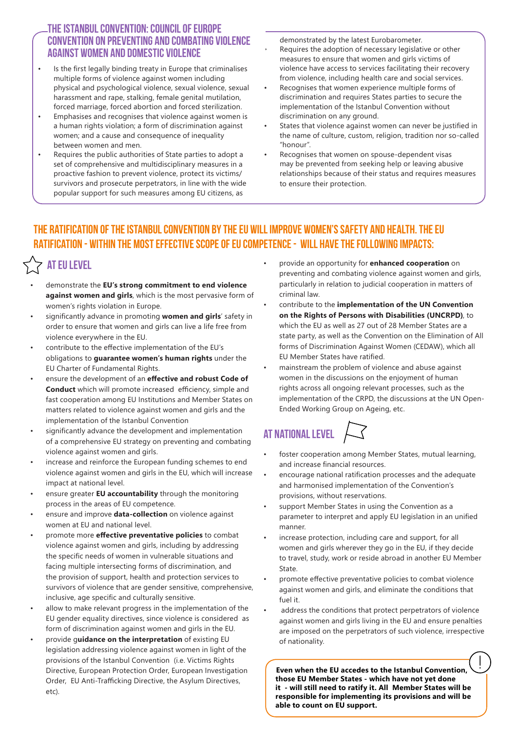## THE ISTANBUL CONVENTION: COUNCIL OF EUROPE CONVENTION ON PREVENTING AND COMBATING VIOLENCE AGAINST WOMEN AND DOMESTIC VIOLENCE

- Is the first legally binding treaty in Europe that criminalises multiple forms of violence against women including physical and psychological violence, sexual violence, sexual harassment and rape, stalking, female genital mutilation, forced marriage, forced abortion and forced sterilization.
- Emphasises and recognises that violence against women is a human rights violation; a form of discrimination against women; and a cause and consequence of inequality between women and men.
- Requires the public authorities of State parties to adopt a set of comprehensive and multidisciplinary measures in a proactive fashion to prevent violence, protect its victims/ survivors and prosecute perpetrators, in line with the wide popular support for such measures among EU citizens, as demonstrated by the latest Eurobarometer.
- Requires the adoption of necessary legislative or other measures to ensure that women and girls victims of violence have access to services facilitating their recovery from violence, including health care and social services.
- Recognises that women experience multiple forms of discrimination and requires States parties to secure the implementation of the Istanbul Convention without discrimination on any ground.
- States that violence against women can never be justified in the name of culture, custom, religion, tradition nor so-called "honour".
- Recognises that women on spouse-dependent visas may be prevented from seeking help or leaving abusive relationships because of their status and requires measures to ensure their protection.

## THE RATIFICATION OF THE ISTANBUL CONVENTION BY THE EU WILL IMPROVE WOMEN'S SAFETY AND HEALTH. THE EU RATIFICATION - WITHIN THE MOST EFFECTIVE SCOPE OF EU COMPETENCE - WILL HAVE THE FOLLOWING IMPACTS:

### AT EU LEVEL

- demonstrate the **EU's strong commitment to end violence against women and girls**, which is the most pervasive form of women's rights violation in Europe.
- significantly advance in promoting **women and girls**' safety in order to ensure that women and girls can live a life free from violence everywhere in the EU.
- contribute to the effective implementation of the EU's obligations to **guarantee women's human rights** under the EU Charter of Fundamental Rights.
- ensure the development of an **effective and robust Code of Conduct** which will promote increased efficiency, simple and fast cooperation among EU Institutions and Member States on matters related to violence against women and girls and the implementation of the Istanbul Convention
- significantly advance the development and implementation of a comprehensive EU strategy on preventing and combating violence against women and girls.
- increase and reinforce the European funding schemes to end violence against women and girls in the EU, which will increase impact at national level.
- ensure greater **EU accountability** through the monitoring process in the areas of EU competence.
- ensure and improve **data-collection** on violence against women at EU and national level.
- promote more **effective preventative policies** to combat violence against women and girls, including by addressing the specific needs of women in vulnerable situations and facing multiple intersecting forms of discrimination, and the provision of support, health and protection services to survivors of violence that are gender sensitive, comprehensive, inclusive, age specific and culturally sensitive.
- allow to make relevant progress in the implementation of the EU gender equality directives, since violence is considered as form of discrimination against women and girls in the EU.
- provide g**uidance on the interpretation** of existing EU legislation addressing violence against women in light of the provisions of the Istanbul Convention (i.e. Victims Rights Directive, European Protection Order, European Investigation Order, EU Anti-Trafficking Directive, the Asylum Directives, etc).
- provide an opportunity for **enhanced cooperation** on preventing and combating violence against women and girls, particularly in relation to judicial cooperation in matters of criminal law.
- contribute to the **implementation of the UN Convention on the Rights of Persons with Disabilities (UNCRPD)**, to which the EU as well as 27 out of 28 Member States are a state party, as well as the Convention on the Elimination of All forms of Discrimination Against Women (CEDAW), which all EU Member States have ratified.
- mainstream the problem of violence and abuse against women in the discussions on the enjoyment of human rights across all ongoing relevant processes, such as the implementation of the CRPD, the discussions at the UN Open-Ended Working Group on Ageing, etc.

### AT NATIONAL LEVEL

- foster cooperation among Member States, mutual learning, and increase financial resources.
- encourage national ratification processes and the adequate and harmonised implementation of the Convention's provisions, without reservations.
- support Member States in using the Convention as a parameter to interpret and apply EU legislation in an unified manner.
- increase protection, including care and support, for all women and girls wherever they go in the EU, if they decide to travel, study, work or reside abroad in another EU Member State.
- promote effective preventative policies to combat violence against women and girls, and eliminate the conditions that fuel it.
- address the conditions that protect perpetrators of violence against women and girls living in the EU and ensure penalties are imposed on the perpetrators of such violence, irrespective of nationality.

**Even when the EU accedes to the Istanbul Convention, those EU Member States - which have not yet done it - will still need to ratify it. All Member States will be responsible for implementing its provisions and will be able to count on EU support.**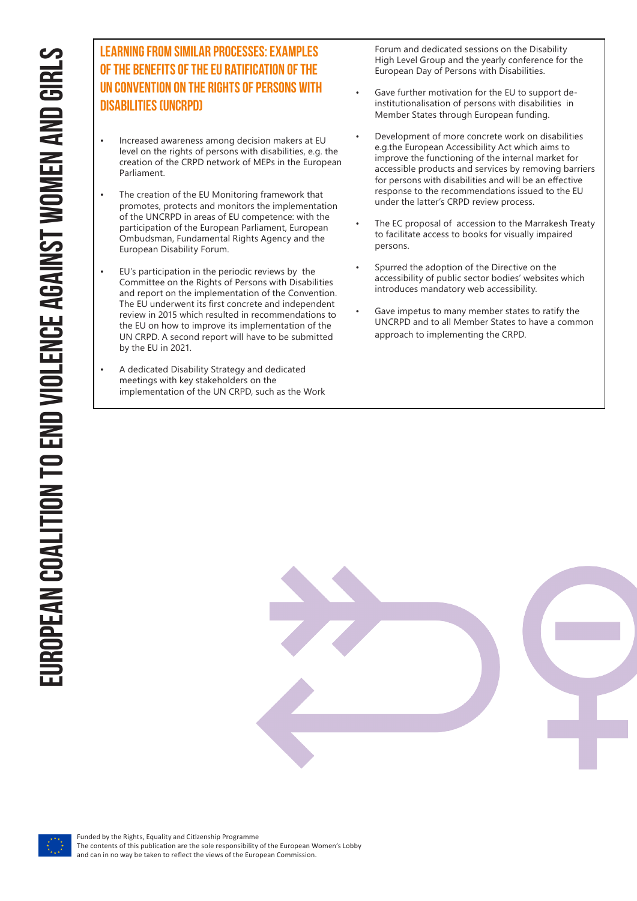## LEARNING FROM SIMILAR PROCESSES: EXAMPLES OF THE BENEFITS OF THE EU RATIFICATION OF THE UN CONVENTION ON THE RIGHTS OF PERSONS WITH DISABILITIES (UNCRPD)

- Increased awareness among decision makers at EU level on the rights of persons with disabilities, e.g. the creation of the CRPD network of MEPs in the European Parliament.
- The creation of the EU Monitoring framework that promotes, protects and monitors the implementation of the UNCRPD in areas of EU competence: with the participation of the European Parliament, European Ombudsman, Fundamental Rights Agency and the European Disability Forum.
- EU's participation in the periodic reviews by the Committee on the Rights of Persons with Disabilities and report on the implementation of the Convention. The EU underwent its first concrete and independent review in 2015 which resulted in recommendations to the EU on how to improve its implementation of the UN CRPD. A second report will have to be submitted by the EU in 2021.
- A dedicated Disability Strategy and dedicated meetings with key stakeholders on the implementation of the UN CRPD, such as the Work Forum and dedicated sessions on the Disability High Level Group and the yearly conference for the European Day of Persons with Disabilities.
- Gave further motivation for the EU to support de-institutionalisation of persons with disabilities in Member States through European funding.
- Development of more concrete work on disabilities e.g.the European Accessibility Act which aims to improve the functioning of the internal market for accessible products and services by removing barriers for persons with disabilities and will be an effective response to the recommendations issued to the EU under the latter's CRPD review process.
- The EC proposal of accession to the Marrakesh Treaty to facilitate access to books for visually impaired persons.
- Spurred the adoption of the Directive on the accessibility of public sector bodies' websites which introduces mandatory web accessibility.
- Gave impetus to many member states to ratify the UNCRPD and to all Member States to have a common approach to implementing the CRPD.

Funded by the Rights, Equality and Citizenship Programme
The contents of this publication are the sole responsibility of the European Women's Lobby and can in no way be taken to reflect the views of the European Commission.